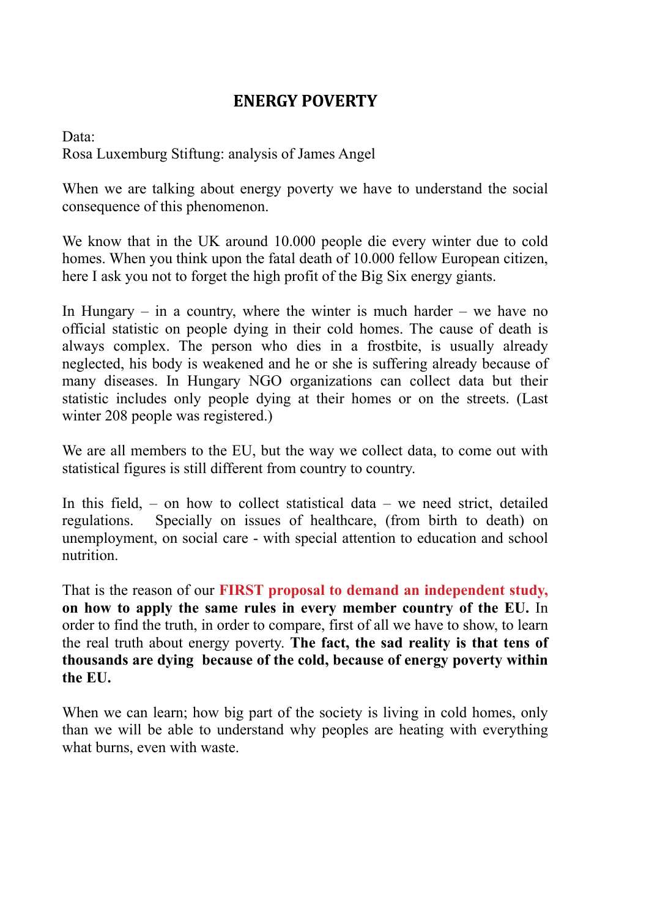# ENERGY POVERTY

Data:
Rosa Luxemburg Stiftung: analysis of James Angel

When we are talking about energy poverty we have to understand the social consequence of this phenomenon.

We know that in the UK around 10.000 people die every winter due to cold homes. When you think upon the fatal death of 10.000 fellow European citizen, here I ask you not to forget the high profit of the Big Six energy giants.

In Hungary – in a country, where the winter is much harder – we have no official statistic on people dying in their cold homes. The cause of death is always complex. The person who dies in a frostbite, is usually already neglected, his body is weakened and he or she is suffering already because of many diseases. In Hungary NGO organizations can collect data but their statistic includes only people dying at their homes or on the streets. (Last winter 208 people was registered.)

We are all members to the EU, but the way we collect data, to come out with statistical figures is still different from country to country.

In this field, – on how to collect statistical data – we need strict, detailed regulations. Specially on issues of healthcare, (from birth to death) on unemployment, on social care - with special attention to education and school nutrition.

That is the reason of our **FIRST proposal to demand an independent study, on how to apply the same rules in every member country of the EU.** In order to find the truth, in order to compare, first of all we have to show, to learn the real truth about energy poverty. **The fact, the sad reality is that tens of thousands are dying because of the cold, because of energy poverty within the EU.**

When we can learn; how big part of the society is living in cold homes, only than we will be able to understand why peoples are heating with everything what burns, even with waste.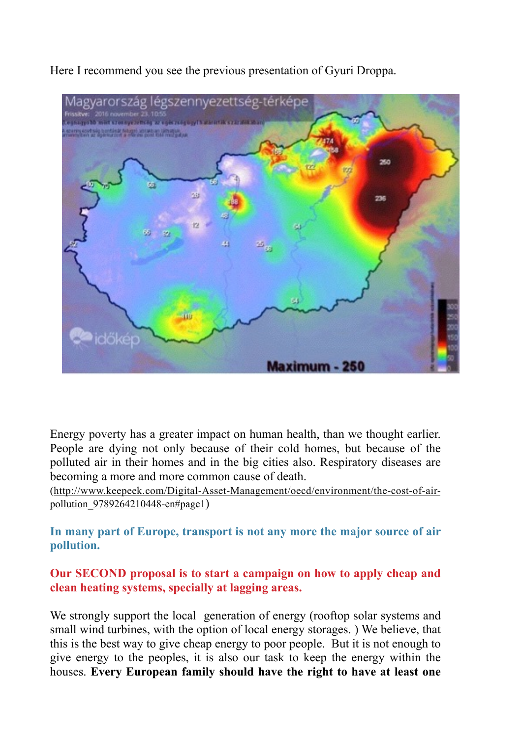Here I recommend you see the previous presentation of Gyuri Droppa.

Energy poverty has a greater impact on human health, than we thought earlier. People are dying not only because of their cold homes, but because of the polluted air in their homes and in the big cities also. Respiratory diseases are becoming a more and more common cause of death. (http://www.keepeek.com/Digital-Asset-Management/oecd/environment/the-cost-of-air-pollution_9789264210448-en#page1)

**In many part of Europe, transport is not any more the major source of air pollution.**

**Our SECOND proposal is to start a campaign on how to apply cheap and clean heating systems, specially at lagging areas.**

We strongly support the local generation of energy (rooftop solar systems and small wind turbines, with the option of local energy storages. ) We believe, that this is the best way to give cheap energy to poor people. But it is not enough to give energy to the peoples, it is also our task to keep the energy within the houses. **Every European family should have the right to have at least one**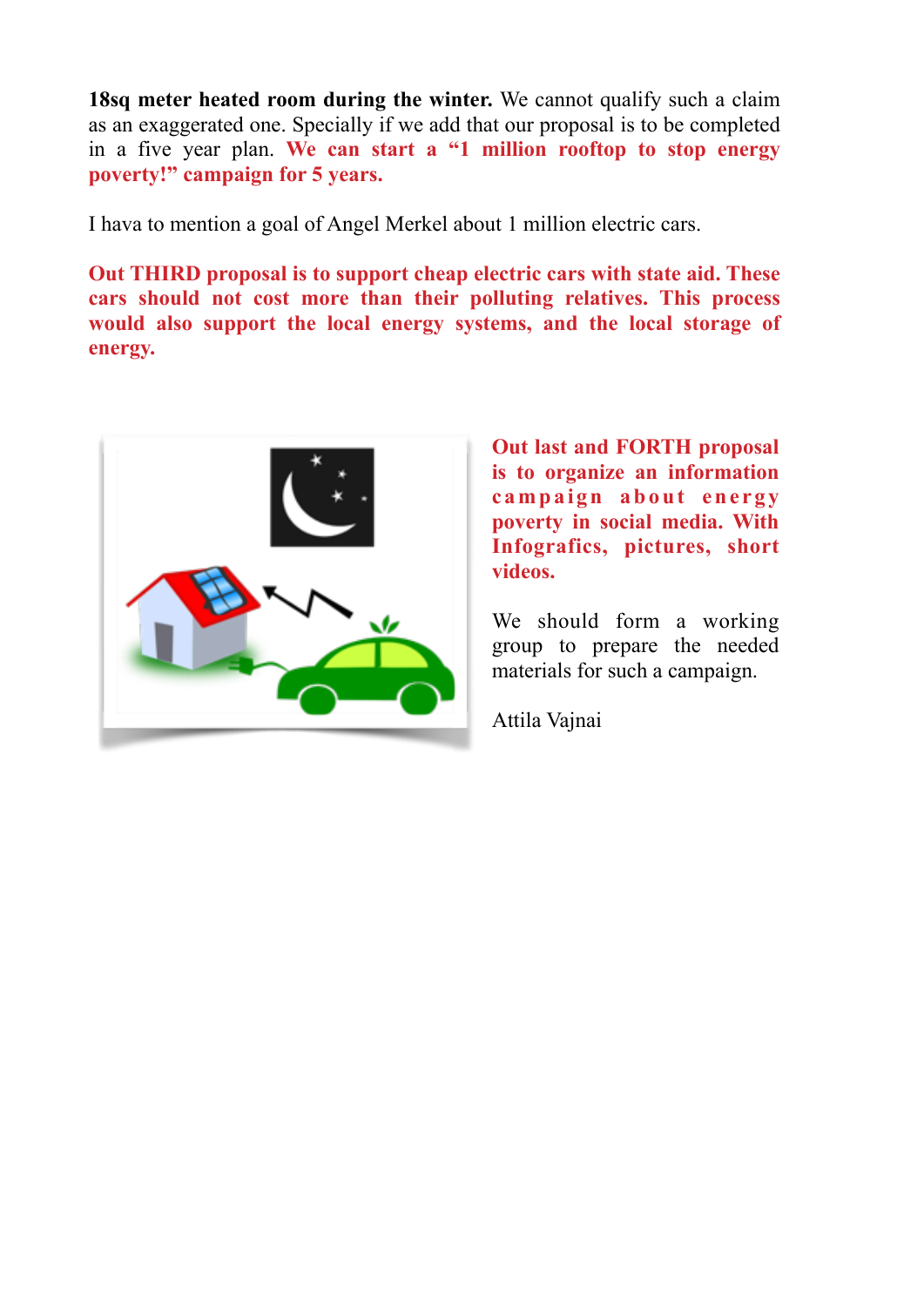**18sq meter heated room during the winter.** We cannot qualify such a claim as an exaggerated one. Specially if we add that our proposal is to be completed in a five year plan. **We can start a "1 million rooftop to stop energy poverty!" campaign for 5 years.**

I hava to mention a goal of Angel Merkel about 1 million electric cars.

**Out THIRD proposal is to support cheap electric cars with state aid. These cars should not cost more than their polluting relatives. This process would also support the local energy systems, and the local storage of energy.**

**Out last and FORTH proposal is to organize an information campaign about energy poverty in social media. With Infografics, pictures, short videos.**

We should form a working group to prepare the needed materials for such a campaign.

Attila Vajnai